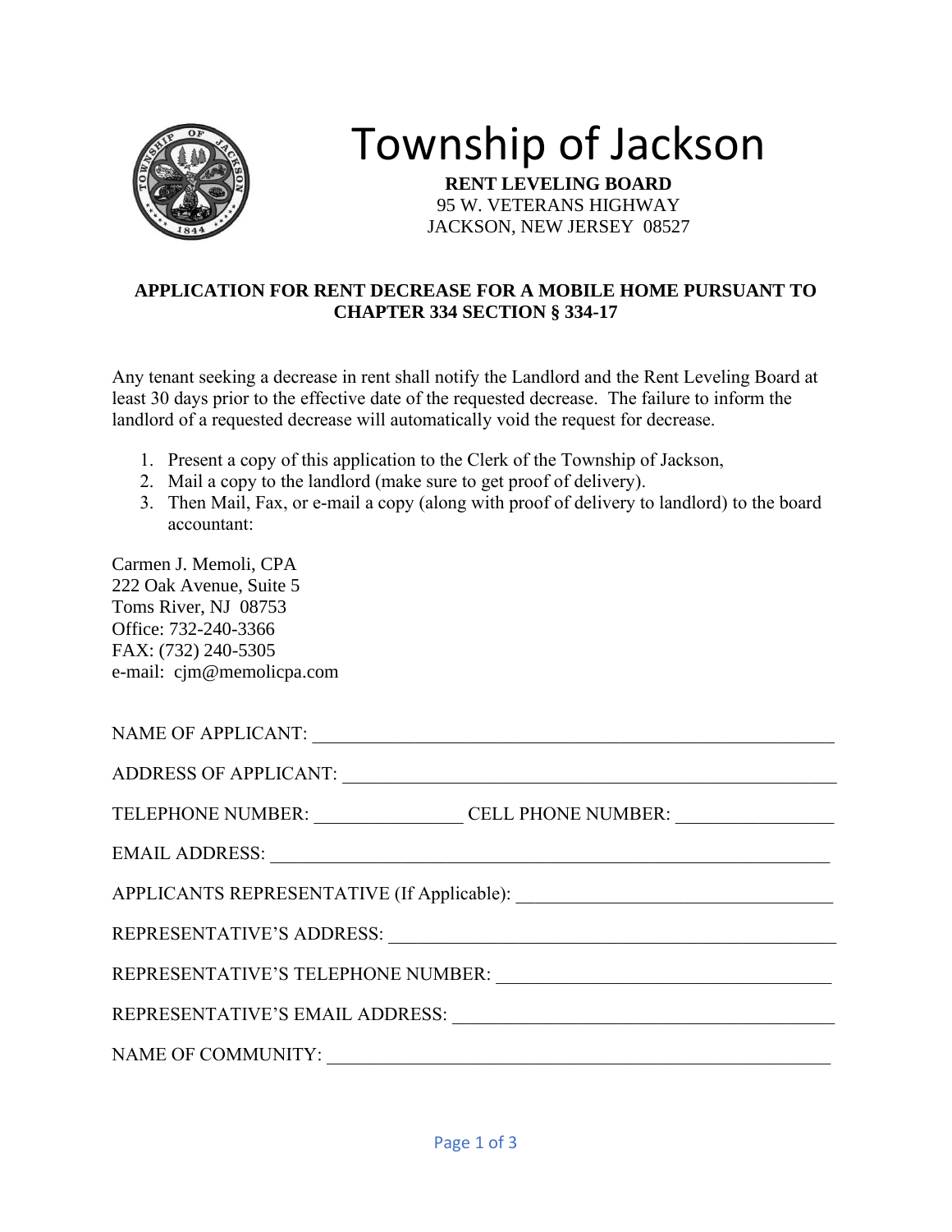# Township of Jackson

**RENT LEVELING BOARD**
95 W. VETERANS HIGHWAY
JACKSON, NEW JERSEY 08527

## APPLICATION FOR RENT DECREASE FOR A MOBILE HOME PURSUANT TO CHAPTER 334 SECTION § 334-17

Any tenant seeking a decrease in rent shall notify the Landlord and the Rent Leveling Board at least 30 days prior to the effective date of the requested decrease. The failure to inform the landlord of a requested decrease will automatically void the request for decrease.

1. Present a copy of this application to the Clerk of the Township of Jackson,
2. Mail a copy to the landlord (make sure to get proof of delivery).
3. Then Mail, Fax, or e-mail a copy (along with proof of delivery to landlord) to the board accountant:

Carmen J. Memoli, CPA
222 Oak Avenue, Suite 5
Toms River, NJ 08753
Office: 732-240-3366
FAX: (732) 240-5305
e-mail: cjm@memolicpa.com

NAME OF APPLICANT: ____________________________________________

ADDRESS OF APPLICANT: ____________________________________________

TELEPHONE NUMBER: ________________ CELL PHONE NUMBER: ________________

EMAIL ADDRESS: ____________________________________________

APPLICANTS REPRESENTATIVE (If Applicable): ________________________________

REPRESENTATIVE'S ADDRESS: ____________________________________________

REPRESENTATIVE'S TELEPHONE NUMBER: ________________________________

REPRESENTATIVE'S EMAIL ADDRESS: ____________________________________

NAME OF COMMUNITY: ____________________________________________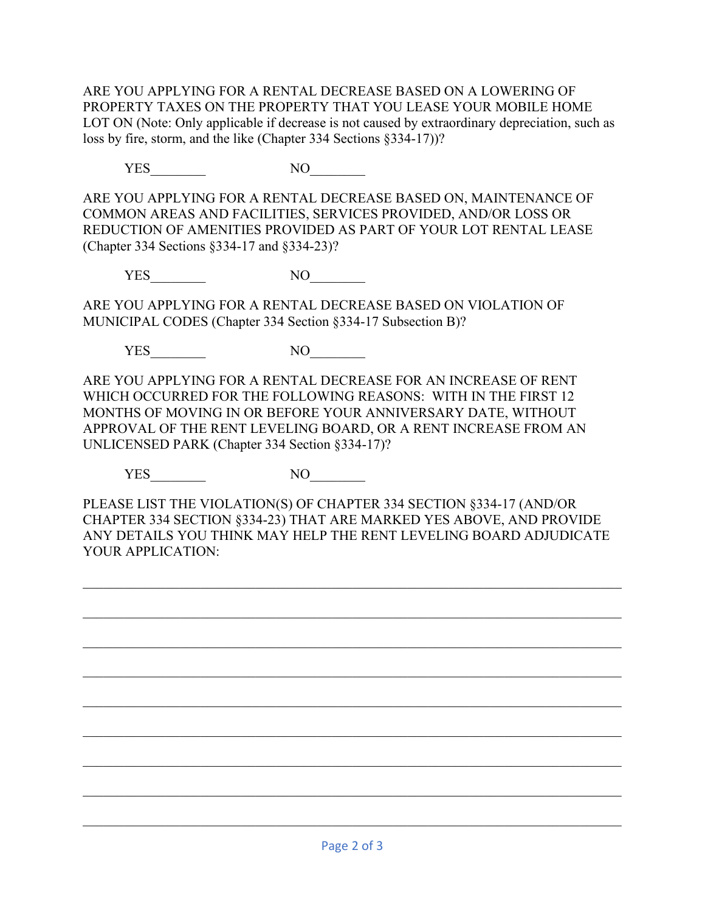ARE YOU APPLYING FOR A RENTAL DECREASE BASED ON A LOWERING OF PROPERTY TAXES ON THE PROPERTY THAT YOU LEASE YOUR MOBILE HOME LOT ON (Note: Only applicable if decrease is not caused by extraordinary depreciation, such as loss by fire, storm, and the like (Chapter 334 Sections §334-17))?

YES________ NO________

ARE YOU APPLYING FOR A RENTAL DECREASE BASED ON, MAINTENANCE OF COMMON AREAS AND FACILITIES, SERVICES PROVIDED, AND/OR LOSS OR REDUCTION OF AMENITIES PROVIDED AS PART OF YOUR LOT RENTAL LEASE (Chapter 334 Sections §334-17 and §334-23)?

YES________ NO________

ARE YOU APPLYING FOR A RENTAL DECREASE BASED ON VIOLATION OF MUNICIPAL CODES (Chapter 334 Section §334-17 Subsection B)?

YES________ NO________

ARE YOU APPLYING FOR A RENTAL DECREASE FOR AN INCREASE OF RENT WHICH OCCURRED FOR THE FOLLOWING REASONS: WITH IN THE FIRST 12 MONTHS OF MOVING IN OR BEFORE YOUR ANNIVERSARY DATE, WITHOUT APPROVAL OF THE RENT LEVELING BOARD, OR A RENT INCREASE FROM AN UNLICENSED PARK (Chapter 334 Section §334-17)?

YES________ NO________

PLEASE LIST THE VIOLATION(S) OF CHAPTER 334 SECTION §334-17 (AND/OR CHAPTER 334 SECTION §334-23) THAT ARE MARKED YES ABOVE, AND PROVIDE ANY DETAILS YOU THINK MAY HELP THE RENT LEVELING BOARD ADJUDICATE YOUR APPLICATION:

______________________________________________________________________________

______________________________________________________________________________

______________________________________________________________________________

______________________________________________________________________________

______________________________________________________________________________

______________________________________________________________________________

______________________________________________________________________________

______________________________________________________________________________

______________________________________________________________________________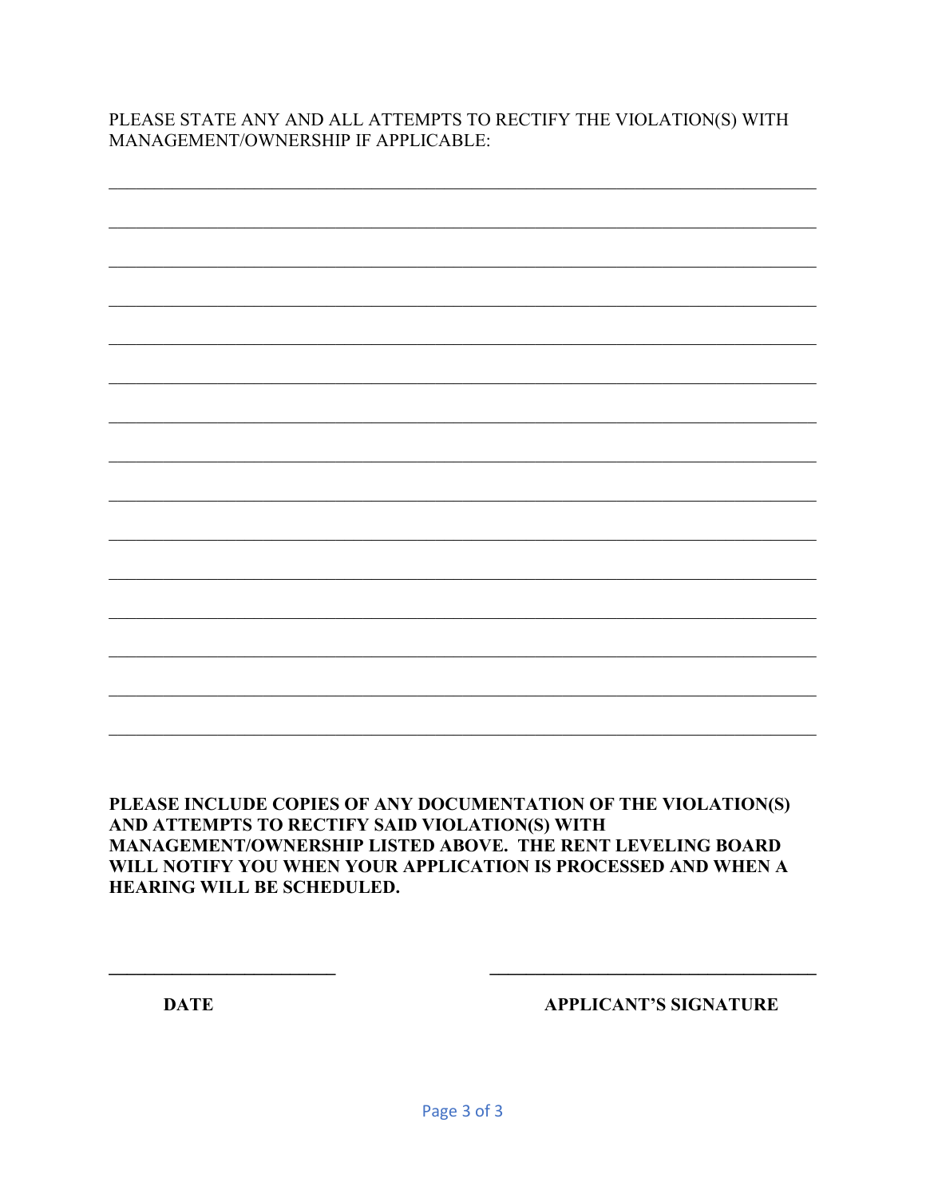PLEASE STATE ANY AND ALL ATTEMPTS TO RECTIFY THE VIOLATION(S) WITH MANAGEMENT/OWNERSHIP IF APPLICABLE:

\_\_\_\_\_\_\_\_\_\_\_\_\_\_\_\_\_\_\_\_\_\_\_\_\_\_\_\_\_\_\_\_\_\_\_\_\_\_\_\_\_\_\_\_\_\_\_\_\_\_\_\_\_\_\_\_\_\_\_\_\_\_\_\_\_\_\_\_\_\_\_\_\_\_\_\_

\_\_\_\_\_\_\_\_\_\_\_\_\_\_\_\_\_\_\_\_\_\_\_\_\_\_\_\_\_\_\_\_\_\_\_\_\_\_\_\_\_\_\_\_\_\_\_\_\_\_\_\_\_\_\_\_\_\_\_\_\_\_\_\_\_\_\_\_\_\_\_\_\_\_\_\_

\_\_\_\_\_\_\_\_\_\_\_\_\_\_\_\_\_\_\_\_\_\_\_\_\_\_\_\_\_\_\_\_\_\_\_\_\_\_\_\_\_\_\_\_\_\_\_\_\_\_\_\_\_\_\_\_\_\_\_\_\_\_\_\_\_\_\_\_\_\_\_\_\_\_\_\_

\_\_\_\_\_\_\_\_\_\_\_\_\_\_\_\_\_\_\_\_\_\_\_\_\_\_\_\_\_\_\_\_\_\_\_\_\_\_\_\_\_\_\_\_\_\_\_\_\_\_\_\_\_\_\_\_\_\_\_\_\_\_\_\_\_\_\_\_\_\_\_\_\_\_\_\_

\_\_\_\_\_\_\_\_\_\_\_\_\_\_\_\_\_\_\_\_\_\_\_\_\_\_\_\_\_\_\_\_\_\_\_\_\_\_\_\_\_\_\_\_\_\_\_\_\_\_\_\_\_\_\_\_\_\_\_\_\_\_\_\_\_\_\_\_\_\_\_\_\_\_\_\_

\_\_\_\_\_\_\_\_\_\_\_\_\_\_\_\_\_\_\_\_\_\_\_\_\_\_\_\_\_\_\_\_\_\_\_\_\_\_\_\_\_\_\_\_\_\_\_\_\_\_\_\_\_\_\_\_\_\_\_\_\_\_\_\_\_\_\_\_\_\_\_\_\_\_\_\_

\_\_\_\_\_\_\_\_\_\_\_\_\_\_\_\_\_\_\_\_\_\_\_\_\_\_\_\_\_\_\_\_\_\_\_\_\_\_\_\_\_\_\_\_\_\_\_\_\_\_\_\_\_\_\_\_\_\_\_\_\_\_\_\_\_\_\_\_\_\_\_\_\_\_\_\_

\_\_\_\_\_\_\_\_\_\_\_\_\_\_\_\_\_\_\_\_\_\_\_\_\_\_\_\_\_\_\_\_\_\_\_\_\_\_\_\_\_\_\_\_\_\_\_\_\_\_\_\_\_\_\_\_\_\_\_\_\_\_\_\_\_\_\_\_\_\_\_\_\_\_\_\_

\_\_\_\_\_\_\_\_\_\_\_\_\_\_\_\_\_\_\_\_\_\_\_\_\_\_\_\_\_\_\_\_\_\_\_\_\_\_\_\_\_\_\_\_\_\_\_\_\_\_\_\_\_\_\_\_\_\_\_\_\_\_\_\_\_\_\_\_\_\_\_\_\_\_\_\_

\_\_\_\_\_\_\_\_\_\_\_\_\_\_\_\_\_\_\_\_\_\_\_\_\_\_\_\_\_\_\_\_\_\_\_\_\_\_\_\_\_\_\_\_\_\_\_\_\_\_\_\_\_\_\_\_\_\_\_\_\_\_\_\_\_\_\_\_\_\_\_\_\_\_\_\_

\_\_\_\_\_\_\_\_\_\_\_\_\_\_\_\_\_\_\_\_\_\_\_\_\_\_\_\_\_\_\_\_\_\_\_\_\_\_\_\_\_\_\_\_\_\_\_\_\_\_\_\_\_\_\_\_\_\_\_\_\_\_\_\_\_\_\_\_\_\_\_\_\_\_\_\_

\_\_\_\_\_\_\_\_\_\_\_\_\_\_\_\_\_\_\_\_\_\_\_\_\_\_\_\_\_\_\_\_\_\_\_\_\_\_\_\_\_\_\_\_\_\_\_\_\_\_\_\_\_\_\_\_\_\_\_\_\_\_\_\_\_\_\_\_\_\_\_\_\_\_\_\_

\_\_\_\_\_\_\_\_\_\_\_\_\_\_\_\_\_\_\_\_\_\_\_\_\_\_\_\_\_\_\_\_\_\_\_\_\_\_\_\_\_\_\_\_\_\_\_\_\_\_\_\_\_\_\_\_\_\_\_\_\_\_\_\_\_\_\_\_\_\_\_\_\_\_\_\_

\_\_\_\_\_\_\_\_\_\_\_\_\_\_\_\_\_\_\_\_\_\_\_\_\_\_\_\_\_\_\_\_\_\_\_\_\_\_\_\_\_\_\_\_\_\_\_\_\_\_\_\_\_\_\_\_\_\_\_\_\_\_\_\_\_\_\_\_\_\_\_\_\_\_\_\_

\_\_\_\_\_\_\_\_\_\_\_\_\_\_\_\_\_\_\_\_\_\_\_\_\_\_\_\_\_\_\_\_\_\_\_\_\_\_\_\_\_\_\_\_\_\_\_\_\_\_\_\_\_\_\_\_\_\_\_\_\_\_\_\_\_\_\_\_\_\_\_\_\_\_\_\_

**PLEASE INCLUDE COPIES OF ANY DOCUMENTATION OF THE VIOLATION(S) AND ATTEMPTS TO RECTIFY SAID VIOLATION(S) WITH MANAGEMENT/OWNERSHIP LISTED ABOVE. THE RENT LEVELING BOARD WILL NOTIFY YOU WHEN YOUR APPLICATION IS PROCESSED AND WHEN A HEARING WILL BE SCHEDULED.**

\_\_\_\_\_\_\_\_\_\_\_\_\_\_\_\_\_\_\_\_\_\_\_\_\_\_ \_\_\_\_\_\_\_\_\_\_\_\_\_\_\_\_\_\_\_\_\_\_\_\_\_\_\_\_\_\_\_\_\_\_\_\_\_\_

**DATE** **APPLICANT'S SIGNATURE**